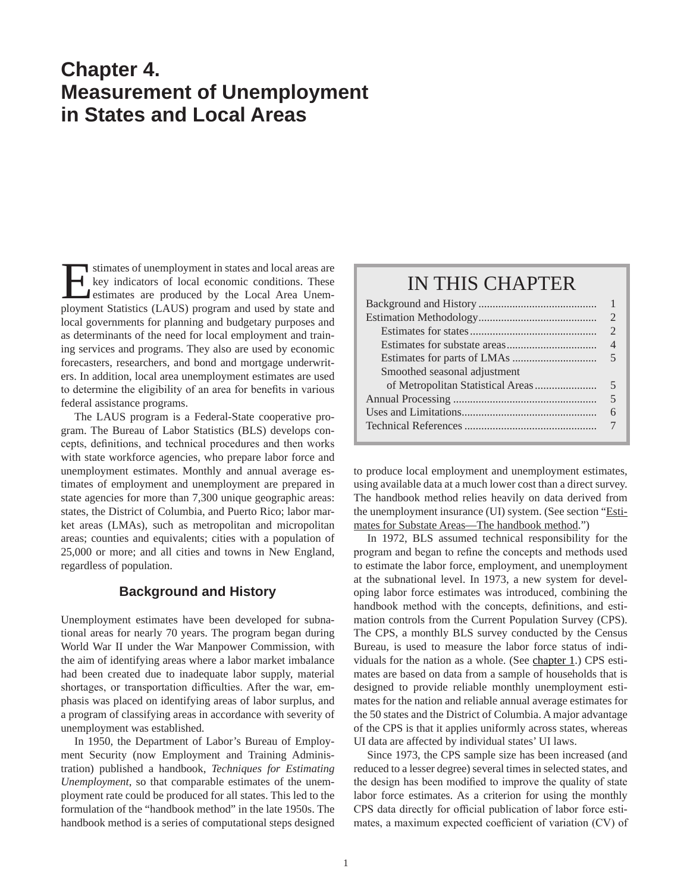# Chapter 4. Measurement of Unemployment in States and Local Areas

| IN THIS CHAPTER | |
|---|---|
| Background and History | 1 |
| Estimation Methodology | 2 |
| Estimates for states | 2 |
| Estimates for substate areas | 4 |
| Estimates for parts of LMAs | 5 |
| Smoothed seasonal adjustment of Metropolitan Statistical Areas | 5 |
| Annual Processing | 5 |
| Uses and Limitations | 6 |
| Technical References | 7 |

Estimates of unemployment in states and local areas are key indicators of local economic conditions. These estimates are produced by the Local Area Unemployment Statistics (LAUS) program and used by state and local governments for planning and budgetary purposes and as determinants of the need for local employment and training services and programs. They also are used by economic forecasters, researchers, and bond and mortgage underwriters. In addition, local area unemployment estimates are used to determine the eligibility of an area for benefits in various federal assistance programs.

The LAUS program is a Federal-State cooperative program. The Bureau of Labor Statistics (BLS) develops concepts, definitions, and technical procedures and then works with state workforce agencies, who prepare labor force and unemployment estimates. Monthly and annual average estimates of employment and unemployment are prepared in state agencies for more than 7,300 unique geographic areas: states, the District of Columbia, and Puerto Rico; labor market areas (LMAs), such as metropolitan and micropolitan areas; counties and equivalents; cities with a population of 25,000 or more; and all cities and towns in New England, regardless of population.

## Background and History

Unemployment estimates have been developed for subnational areas for nearly 70 years. The program began during World War II under the War Manpower Commission, with the aim of identifying areas where a labor market imbalance had been created due to inadequate labor supply, material shortages, or transportation difficulties. After the war, emphasis was placed on identifying areas of labor surplus, and a program of classifying areas in accordance with severity of unemployment was established.

In 1950, the Department of Labor's Bureau of Employment Security (now Employment and Training Administration) published a handbook, *Techniques for Estimating Unemployment*, so that comparable estimates of the unemployment rate could be produced for all states. This led to the formulation of the "handbook method" in the late 1950s. The handbook method is a series of computational steps designed to produce local employment and unemployment estimates, using available data at a much lower cost than a direct survey. The handbook method relies heavily on data derived from the unemployment insurance (UI) system. (See section "Estimates for Substate Areas—The handbook method.")

In 1972, BLS assumed technical responsibility for the program and began to refine the concepts and methods used to estimate the labor force, employment, and unemployment at the subnational level. In 1973, a new system for developing labor force estimates was introduced, combining the handbook method with the concepts, definitions, and estimation controls from the Current Population Survey (CPS). The CPS, a monthly BLS survey conducted by the Census Bureau, is used to measure the labor force status of individuals for the nation as a whole. (See chapter 1.) CPS estimates are based on data from a sample of households that is designed to provide reliable monthly unemployment estimates for the nation and reliable annual average estimates for the 50 states and the District of Columbia. A major advantage of the CPS is that it applies uniformly across states, whereas UI data are affected by individual states' UI laws.

Since 1973, the CPS sample size has been increased (and reduced to a lesser degree) several times in selected states, and the design has been modified to improve the quality of state labor force estimates. As a criterion for using the monthly CPS data directly for official publication of labor force estimates, a maximum expected coefficient of variation (CV) of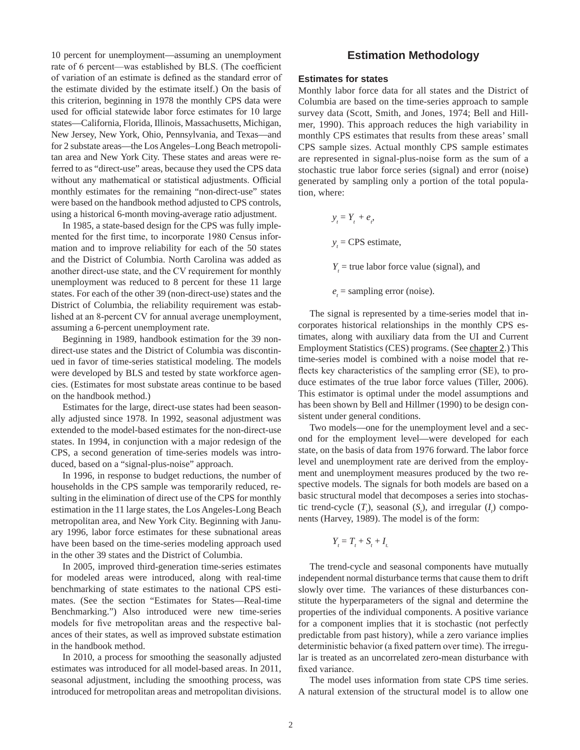10 percent for unemployment—assuming an unemployment rate of 6 percent—was established by BLS. (The coefficient of variation of an estimate is defined as the standard error of the estimate divided by the estimate itself.) On the basis of this criterion, beginning in 1978 the monthly CPS data were used for official statewide labor force estimates for 10 large states—California, Florida, Illinois, Massachusetts, Michigan, New Jersey, New York, Ohio, Pennsylvania, and Texas—and for 2 substate areas—the Los Angeles–Long Beach metropolitan area and New York City. These states and areas were referred to as "direct-use" areas, because they used the CPS data without any mathematical or statistical adjustments. Official monthly estimates for the remaining "non-direct-use" states were based on the handbook method adjusted to CPS controls, using a historical 6-month moving-average ratio adjustment.

In 1985, a state-based design for the CPS was fully implemented for the first time, to incorporate 1980 Census information and to improve reliability for each of the 50 states and the District of Columbia. North Carolina was added as another direct-use state, and the CV requirement for monthly unemployment was reduced to 8 percent for these 11 large states. For each of the other 39 (non-direct-use) states and the District of Columbia, the reliability requirement was established at an 8-percent CV for annual average unemployment, assuming a 6-percent unemployment rate.

Beginning in 1989, handbook estimation for the 39 non-direct-use states and the District of Columbia was discontinued in favor of time-series statistical modeling. The models were developed by BLS and tested by state workforce agencies. (Estimates for most substate areas continue to be based on the handbook method.)

Estimates for the large, direct-use states had been seasonally adjusted since 1978. In 1992, seasonal adjustment was extended to the model-based estimates for the non-direct-use states. In 1994, in conjunction with a major redesign of the CPS, a second generation of time-series models was introduced, based on a "signal-plus-noise" approach.

In 1996, in response to budget reductions, the number of households in the CPS sample was temporarily reduced, resulting in the elimination of direct use of the CPS for monthly estimation in the 11 large states, the Los Angeles-Long Beach metropolitan area, and New York City. Beginning with January 1996, labor force estimates for these subnational areas have been based on the time-series modeling approach used in the other 39 states and the District of Columbia.

In 2005, improved third-generation time-series estimates for modeled areas were introduced, along with real-time benchmarking of state estimates to the national CPS estimates. (See the section "Estimates for States—Real-time Benchmarking.") Also introduced were new time-series models for five metropolitan areas and the respective balances of their states, as well as improved substate estimation in the handbook method.

In 2010, a process for smoothing the seasonally adjusted estimates was introduced for all model-based areas. In 2011, seasonal adjustment, including the smoothing process, was introduced for metropolitan areas and metropolitan divisions.

## Estimation Methodology

### Estimates for states

Monthly labor force data for all states and the District of Columbia are based on the time-series approach to sample survey data (Scott, Smith, and Jones, 1974; Bell and Hillmer, 1990). This approach reduces the high variability in monthly CPS estimates that results from these areas' small CPS sample sizes. Actual monthly CPS sample estimates are represented in signal-plus-noise form as the sum of a stochastic true labor force series (signal) and error (noise) generated by sampling only a portion of the total population, where:

$$y_t = Y_t + e_t,$$

$y_t$ = CPS estimate,

$Y_t$ = true labor force value (signal), and

$e_t$ = sampling error (noise).

The signal is represented by a time-series model that incorporates historical relationships in the monthly CPS estimates, along with auxiliary data from the UI and Current Employment Statistics (CES) programs. (See chapter 2.) This time-series model is combined with a noise model that reflects key characteristics of the sampling error (SE), to produce estimates of the true labor force values (Tiller, 2006). This estimator is optimal under the model assumptions and has been shown by Bell and Hillmer (1990) to be design consistent under general conditions.

Two models—one for the unemployment level and a second for the employment level—were developed for each state, on the basis of data from 1976 forward. The labor force level and unemployment rate are derived from the employment and unemployment measures produced by the two respective models. The signals for both models are based on a basic structural model that decomposes a series into stochastic trend-cycle ($T_t$), seasonal ($S_t$), and irregular ($I_t$) components (Harvey, 1989). The model is of the form:

$$Y_t = T_t + S_t + I_t.$$

The trend-cycle and seasonal components have mutually independent normal disturbance terms that cause them to drift slowly over time. The variances of these disturbances constitute the hyperparameters of the signal and determine the properties of the individual components. A positive variance for a component implies that it is stochastic (not perfectly predictable from past history), while a zero variance implies deterministic behavior (a fixed pattern over time). The irregular is treated as an uncorrelated zero-mean disturbance with fixed variance.

The model uses information from state CPS time series. A natural extension of the structural model is to allow one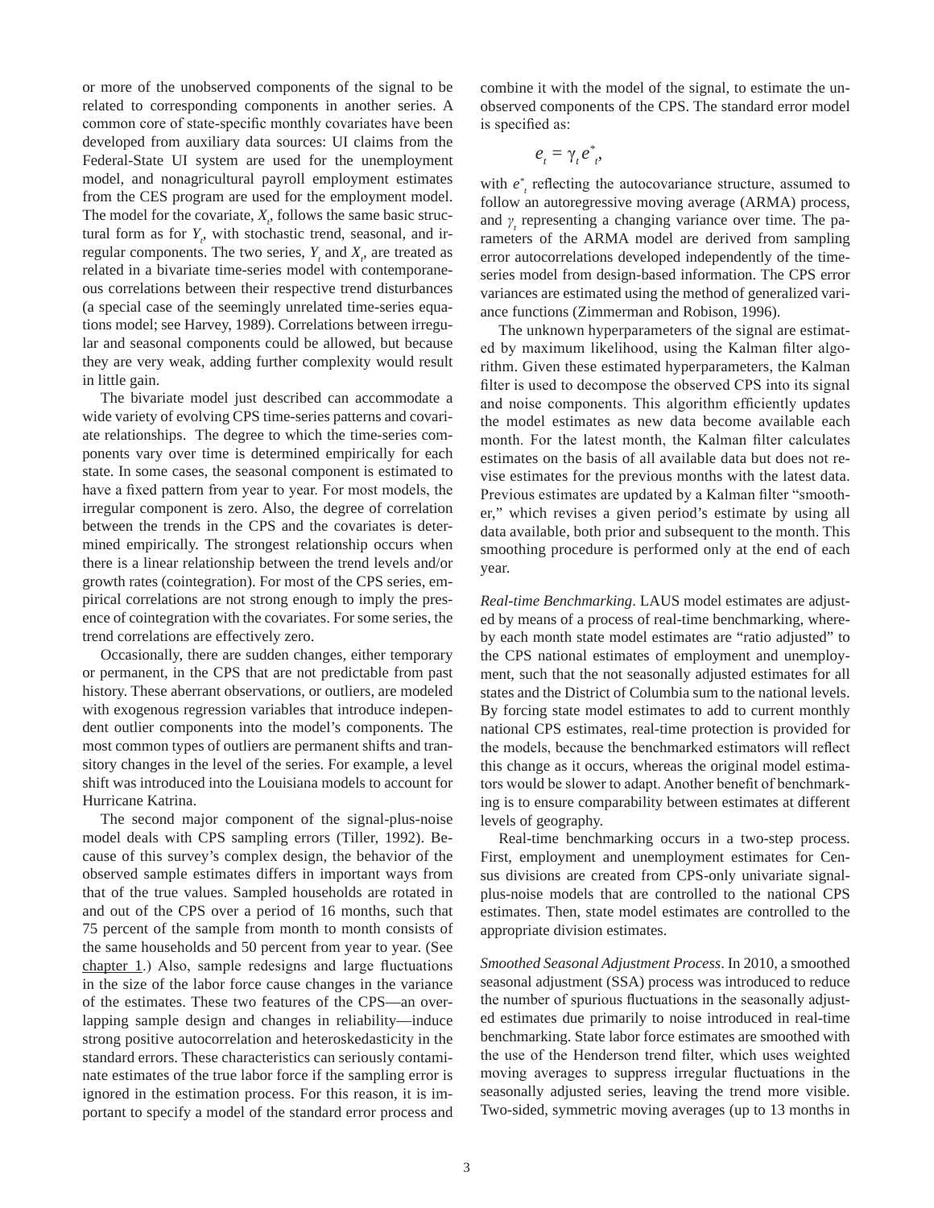or more of the unobserved components of the signal to be related to corresponding components in another series. A common core of state-specific monthly covariates have been developed from auxiliary data sources: UI claims from the Federal-State UI system are used for the unemployment model, and nonagricultural payroll employment estimates from the CES program are used for the employment model. The model for the covariate, $X_t$, follows the same basic structural form as for $Y_t$, with stochastic trend, seasonal, and irregular components. The two series, $Y_t$ and $X_t$, are treated as related in a bivariate time-series model with contemporaneous correlations between their respective trend disturbances (a special case of the seemingly unrelated time-series equations model; see Harvey, 1989). Correlations between irregular and seasonal components could be allowed, but because they are very weak, adding further complexity would result in little gain.

The bivariate model just described can accommodate a wide variety of evolving CPS time-series patterns and covariate relationships. The degree to which the time-series components vary over time is determined empirically for each state. In some cases, the seasonal component is estimated to have a fixed pattern from year to year. For most models, the irregular component is zero. Also, the degree of correlation between the trends in the CPS and the covariates is determined empirically. The strongest relationship occurs when there is a linear relationship between the trend levels and/or growth rates (cointegration). For most of the CPS series, empirical correlations are not strong enough to imply the presence of cointegration with the covariates. For some series, the trend correlations are effectively zero.

Occasionally, there are sudden changes, either temporary or permanent, in the CPS that are not predictable from past history. These aberrant observations, or outliers, are modeled with exogenous regression variables that introduce independent outlier components into the model's components. The most common types of outliers are permanent shifts and transitory changes in the level of the series. For example, a level shift was introduced into the Louisiana models to account for Hurricane Katrina.

The second major component of the signal-plus-noise model deals with CPS sampling errors (Tiller, 1992). Because of this survey's complex design, the behavior of the observed sample estimates differs in important ways from that of the true values. Sampled households are rotated in and out of the CPS over a period of 16 months, such that 75 percent of the sample from month to month consists of the same households and 50 percent from year to year. (See chapter 1.) Also, sample redesigns and large fluctuations in the size of the labor force cause changes in the variance of the estimates. These two features of the CPS—an overlapping sample design and changes in reliability—induce strong positive autocorrelation and heteroskedasticity in the standard errors. These characteristics can seriously contaminate estimates of the true labor force if the sampling error is ignored in the estimation process. For this reason, it is important to specify a model of the standard error process and combine it with the model of the signal, to estimate the unobserved components of the CPS. The standard error model is specified as:

$$e_t = \gamma_t e^*_t,$$

with $e^*_t$ reflecting the autocovariance structure, assumed to follow an autoregressive moving average (ARMA) process, and $\gamma_t$ representing a changing variance over time. The parameters of the ARMA model are derived from sampling error autocorrelations developed independently of the time-series model from design-based information. The CPS error variances are estimated using the method of generalized variance functions (Zimmerman and Robison, 1996).

The unknown hyperparameters of the signal are estimated by maximum likelihood, using the Kalman filter algorithm. Given these estimated hyperparameters, the Kalman filter is used to decompose the observed CPS into its signal and noise components. This algorithm efficiently updates the model estimates as new data become available each month. For the latest month, the Kalman filter calculates estimates on the basis of all available data but does not revise estimates for the previous months with the latest data. Previous estimates are updated by a Kalman filter "smoother," which revises a given period's estimate by using all data available, both prior and subsequent to the month. This smoothing procedure is performed only at the end of each year.

*Real-time Benchmarking*. LAUS model estimates are adjusted by means of a process of real-time benchmarking, whereby each month state model estimates are "ratio adjusted" to the CPS national estimates of employment and unemployment, such that the not seasonally adjusted estimates for all states and the District of Columbia sum to the national levels. By forcing state model estimates to add to current monthly national CPS estimates, real-time protection is provided for the models, because the benchmarked estimators will reflect this change as it occurs, whereas the original model estimators would be slower to adapt. Another benefit of benchmarking is to ensure comparability between estimates at different levels of geography.

Real-time benchmarking occurs in a two-step process. First, employment and unemployment estimates for Census divisions are created from CPS-only univariate signal-plus-noise models that are controlled to the national CPS estimates. Then, state model estimates are controlled to the appropriate division estimates.

*Smoothed Seasonal Adjustment Process*. In 2010, a smoothed seasonal adjustment (SSA) process was introduced to reduce the number of spurious fluctuations in the seasonally adjusted estimates due primarily to noise introduced in real-time benchmarking. State labor force estimates are smoothed with the use of the Henderson trend filter, which uses weighted moving averages to suppress irregular fluctuations in the seasonally adjusted series, leaving the trend more visible. Two-sided, symmetric moving averages (up to 13 months in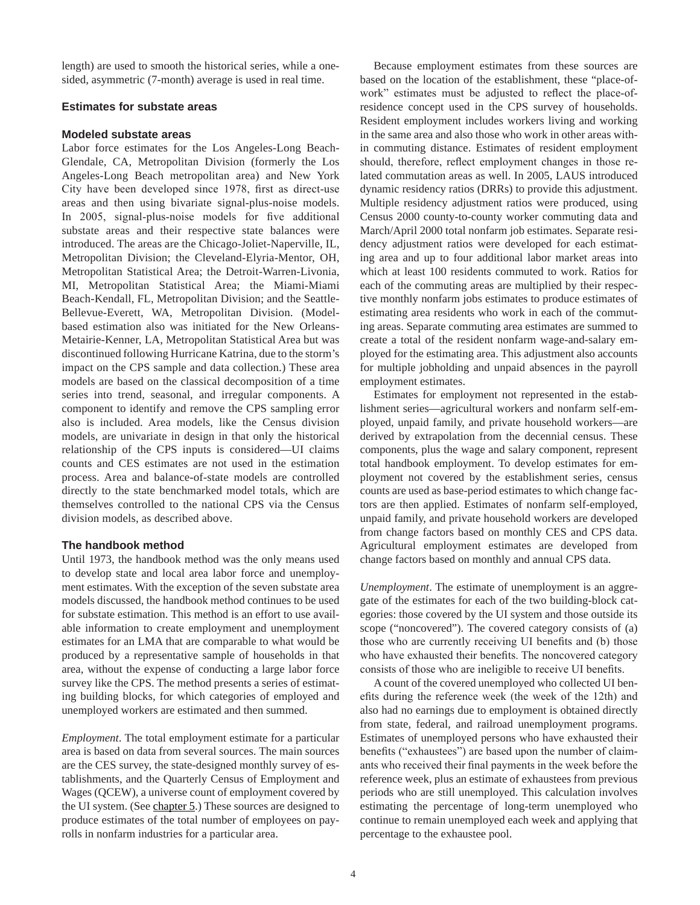length) are used to smooth the historical series, while a one-sided, asymmetric (7-month) average is used in real time.

### Estimates for substate areas

### Modeled substate areas

Labor force estimates for the Los Angeles-Long Beach-Glendale, CA, Metropolitan Division (formerly the Los Angeles-Long Beach metropolitan area) and New York City have been developed since 1978, first as direct-use areas and then using bivariate signal-plus-noise models. In 2005, signal-plus-noise models for five additional substate areas and their respective state balances were introduced. The areas are the Chicago-Joliet-Naperville, IL, Metropolitan Division; the Cleveland-Elyria-Mentor, OH, Metropolitan Statistical Area; the Detroit-Warren-Livonia, MI, Metropolitan Statistical Area; the Miami-Miami Beach-Kendall, FL, Metropolitan Division; and the Seattle-Bellevue-Everett, WA, Metropolitan Division. (Model-based estimation also was initiated for the New Orleans-Metairie-Kenner, LA, Metropolitan Statistical Area but was discontinued following Hurricane Katrina, due to the storm's impact on the CPS sample and data collection.) These area models are based on the classical decomposition of a time series into trend, seasonal, and irregular components. A component to identify and remove the CPS sampling error also is included. Area models, like the Census division models, are univariate in design in that only the historical relationship of the CPS inputs is considered—UI claims counts and CES estimates are not used in the estimation process. Area and balance-of-state models are controlled directly to the state benchmarked model totals, which are themselves controlled to the national CPS via the Census division models, as described above.

### The handbook method

Until 1973, the handbook method was the only means used to develop state and local area labor force and unemployment estimates. With the exception of the seven substate area models discussed, the handbook method continues to be used for substate estimation. This method is an effort to use available information to create employment and unemployment estimates for an LMA that are comparable to what would be produced by a representative sample of households in that area, without the expense of conducting a large labor force survey like the CPS. The method presents a series of estimating building blocks, for which categories of employed and unemployed workers are estimated and then summed.

*Employment*. The total employment estimate for a particular area is based on data from several sources. The main sources are the CES survey, the state-designed monthly survey of establishments, and the Quarterly Census of Employment and Wages (QCEW), a universe count of employment covered by the UI system. (See chapter 5.) These sources are designed to produce estimates of the total number of employees on payrolls in nonfarm industries for a particular area.

Because employment estimates from these sources are based on the location of the establishment, these "place-of-work" estimates must be adjusted to reflect the place-of-residence concept used in the CPS survey of households. Resident employment includes workers living and working in the same area and also those who work in other areas within commuting distance. Estimates of resident employment should, therefore, reflect employment changes in those related commutation areas as well. In 2005, LAUS introduced dynamic residency ratios (DRRs) to provide this adjustment. Multiple residency adjustment ratios were produced, using Census 2000 county-to-county worker commuting data and March/April 2000 total nonfarm job estimates. Separate residency adjustment ratios were developed for each estimating area and up to four additional labor market areas into which at least 100 residents commuted to work. Ratios for each of the commuting areas are multiplied by their respective monthly nonfarm jobs estimates to produce estimates of estimating area residents who work in each of the commuting areas. Separate commuting area estimates are summed to create a total of the resident nonfarm wage-and-salary employed for the estimating area. This adjustment also accounts for multiple jobholding and unpaid absences in the payroll employment estimates.

Estimates for employment not represented in the establishment series—agricultural workers and nonfarm self-employed, unpaid family, and private household workers—are derived by extrapolation from the decennial census. These components, plus the wage and salary component, represent total handbook employment. To develop estimates for employment not covered by the establishment series, census counts are used as base-period estimates to which change factors are then applied. Estimates of nonfarm self-employed, unpaid family, and private household workers are developed from change factors based on monthly CES and CPS data. Agricultural employment estimates are developed from change factors based on monthly and annual CPS data.

*Unemployment*. The estimate of unemployment is an aggregate of the estimates for each of the two building-block categories: those covered by the UI system and those outside its scope ("noncovered"). The covered category consists of (a) those who are currently receiving UI benefits and (b) those who have exhausted their benefits. The noncovered category consists of those who are ineligible to receive UI benefits.

A count of the covered unemployed who collected UI benefits during the reference week (the week of the 12th) and also had no earnings due to employment is obtained directly from state, federal, and railroad unemployment programs. Estimates of unemployed persons who have exhausted their benefits ("exhaustees") are based upon the number of claimants who received their final payments in the week before the reference week, plus an estimate of exhaustees from previous periods who are still unemployed. This calculation involves estimating the percentage of long-term unemployed who continue to remain unemployed each week and applying that percentage to the exhaustee pool.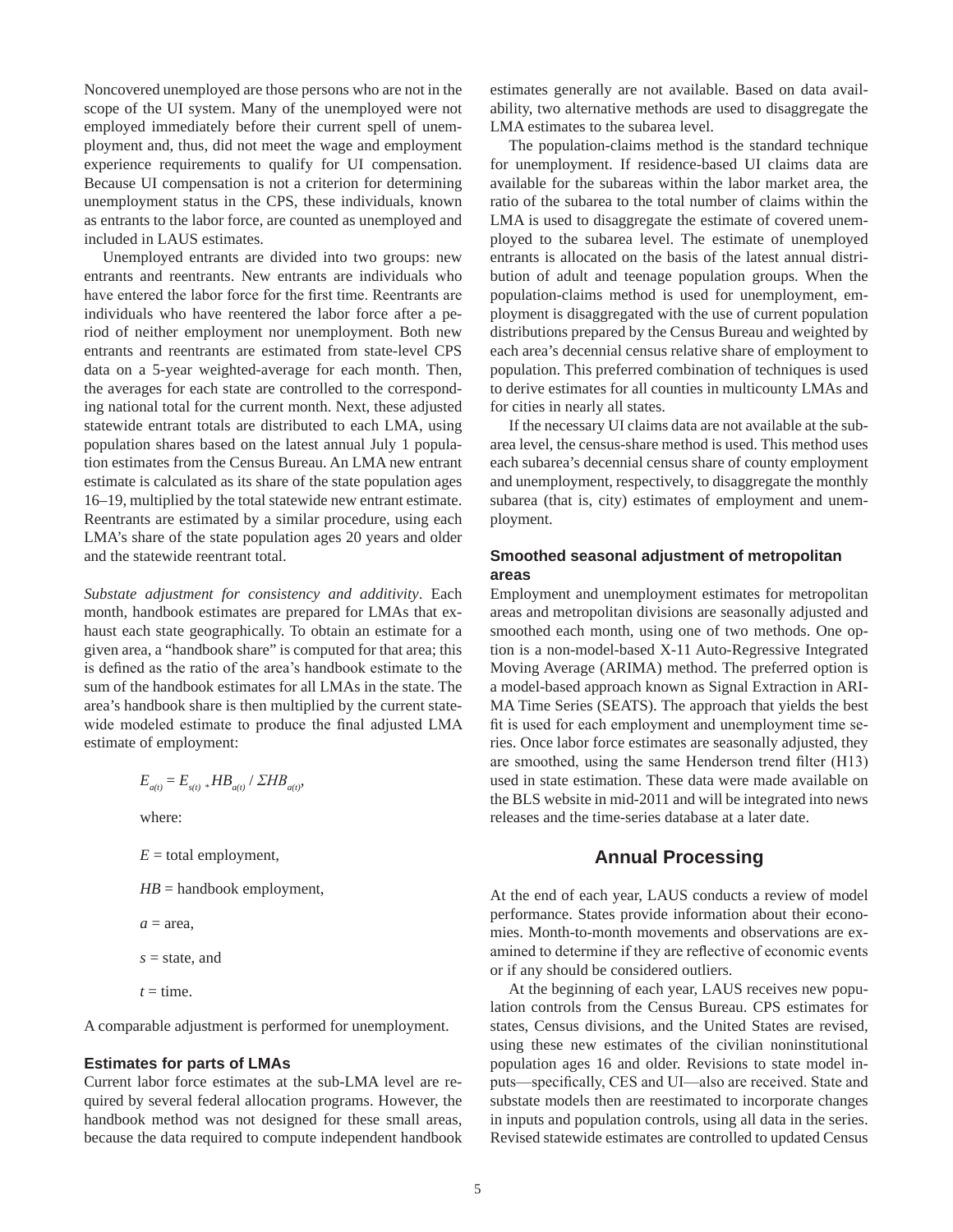Noncovered unemployed are those persons who are not in the scope of the UI system. Many of the unemployed were not employed immediately before their current spell of unemployment and, thus, did not meet the wage and employment experience requirements to qualify for UI compensation. Because UI compensation is not a criterion for determining unemployment status in the CPS, these individuals, known as entrants to the labor force, are counted as unemployed and included in LAUS estimates.

Unemployed entrants are divided into two groups: new entrants and reentrants. New entrants are individuals who have entered the labor force for the first time. Reentrants are individuals who have reentered the labor force after a period of neither employment nor unemployment. Both new entrants and reentrants are estimated from state-level CPS data on a 5-year weighted-average for each month. Then, the averages for each state are controlled to the corresponding national total for the current month. Next, these adjusted statewide entrant totals are distributed to each LMA, using population shares based on the latest annual July 1 population estimates from the Census Bureau. An LMA new entrant estimate is calculated as its share of the state population ages 16–19, multiplied by the total statewide new entrant estimate. Reentrants are estimated by a similar procedure, using each LMA's share of the state population ages 20 years and older and the statewide reentrant total.

*Substate adjustment for consistency and additivity*. Each month, handbook estimates are prepared for LMAs that exhaust each state geographically. To obtain an estimate for a given area, a "handbook share" is computed for that area; this is defined as the ratio of the area's handbook estimate to the sum of the handbook estimates for all LMAs in the state. The area's handbook share is then multiplied by the current statewide modeled estimate to produce the final adjusted LMA estimate of employment:

$$E_{a(t)} = E_{s(t)} * HB_{a(t)} / \Sigma HB_{a(t)},$$

where:

$E$ = total employment,

$HB$ = handbook employment,

$a$ = area,

$s$ = state, and

$t$ = time.

A comparable adjustment is performed for unemployment.

### Estimates for parts of LMAs

Current labor force estimates at the sub-LMA level are required by several federal allocation programs. However, the handbook method was not designed for these small areas, because the data required to compute independent handbook estimates generally are not available. Based on data availability, two alternative methods are used to disaggregate the LMA estimates to the subarea level.

The population-claims method is the standard technique for unemployment. If residence-based UI claims data are available for the subareas within the labor market area, the ratio of the subarea to the total number of claims within the LMA is used to disaggregate the estimate of covered unemployed to the subarea level. The estimate of unemployed entrants is allocated on the basis of the latest annual distribution of adult and teenage population groups. When the population-claims method is used for unemployment, employment is disaggregated with the use of current population distributions prepared by the Census Bureau and weighted by each area's decennial census relative share of employment to population. This preferred combination of techniques is used to derive estimates for all counties in multicounty LMAs and for cities in nearly all states.

If the necessary UI claims data are not available at the subarea level, the census-share method is used. This method uses each subarea's decennial census share of county employment and unemployment, respectively, to disaggregate the monthly subarea (that is, city) estimates of employment and unemployment.

### Smoothed seasonal adjustment of metropolitan areas

Employment and unemployment estimates for metropolitan areas and metropolitan divisions are seasonally adjusted and smoothed each month, using one of two methods. One option is a non-model-based X-11 Auto-Regressive Integrated Moving Average (ARIMA) method. The preferred option is a model-based approach known as Signal Extraction in ARIMA Time Series (SEATS). The approach that yields the best fit is used for each employment and unemployment time series. Once labor force estimates are seasonally adjusted, they are smoothed, using the same Henderson trend filter (H13) used in state estimation. These data were made available on the BLS website in mid-2011 and will be integrated into news releases and the time-series database at a later date.

## Annual Processing

At the end of each year, LAUS conducts a review of model performance. States provide information about their economies. Month-to-month movements and observations are examined to determine if they are reflective of economic events or if any should be considered outliers.

At the beginning of each year, LAUS receives new population controls from the Census Bureau. CPS estimates for states, Census divisions, and the United States are revised, using these new estimates of the civilian noninstitutional population ages 16 and older. Revisions to state model inputs—specifically, CES and UI—also are received. State and substate models then are reestimated to incorporate changes in inputs and population controls, using all data in the series. Revised statewide estimates are controlled to updated Census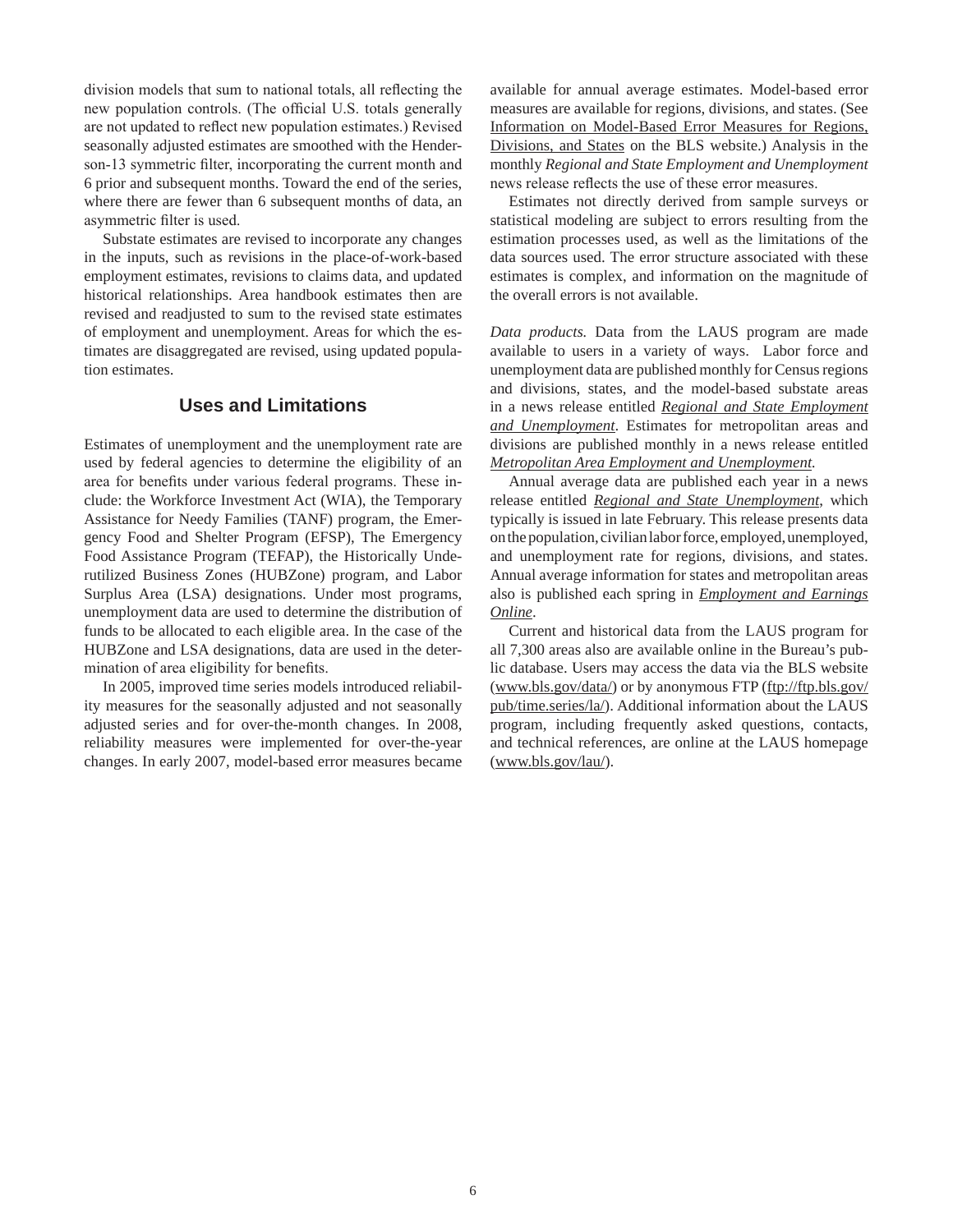division models that sum to national totals, all reflecting the new population controls. (The official U.S. totals generally are not updated to reflect new population estimates.) Revised seasonally adjusted estimates are smoothed with the Henderson-13 symmetric filter, incorporating the current month and 6 prior and subsequent months. Toward the end of the series, where there are fewer than 6 subsequent months of data, an asymmetric filter is used.

Substate estimates are revised to incorporate any changes in the inputs, such as revisions in the place-of-work-based employment estimates, revisions to claims data, and updated historical relationships. Area handbook estimates then are revised and readjusted to sum to the revised state estimates of employment and unemployment. Areas for which the estimates are disaggregated are revised, using updated population estimates.

## Uses and Limitations

Estimates of unemployment and the unemployment rate are used by federal agencies to determine the eligibility of an area for benefits under various federal programs. These include: the Workforce Investment Act (WIA), the Temporary Assistance for Needy Families (TANF) program, the Emergency Food and Shelter Program (EFSP), The Emergency Food Assistance Program (TEFAP), the Historically Underutilized Business Zones (HUBZone) program, and Labor Surplus Area (LSA) designations. Under most programs, unemployment data are used to determine the distribution of funds to be allocated to each eligible area. In the case of the HUBZone and LSA designations, data are used in the determination of area eligibility for benefits.

In 2005, improved time series models introduced reliability measures for the seasonally adjusted and not seasonally adjusted series and for over-the-month changes. In 2008, reliability measures were implemented for over-the-year changes. In early 2007, model-based error measures became available for annual average estimates. Model-based error measures are available for regions, divisions, and states. (See Information on Model-Based Error Measures for Regions, Divisions, and States on the BLS website.) Analysis in the monthly *Regional and State Employment and Unemployment* news release reflects the use of these error measures.

Estimates not directly derived from sample surveys or statistical modeling are subject to errors resulting from the estimation processes used, as well as the limitations of the data sources used. The error structure associated with these estimates is complex, and information on the magnitude of the overall errors is not available.

*Data products.* Data from the LAUS program are made available to users in a variety of ways. Labor force and unemployment data are published monthly for Census regions and divisions, states, and the model-based substate areas in a news release entitled *Regional and State Employment and Unemployment*. Estimates for metropolitan areas and divisions are published monthly in a news release entitled *Metropolitan Area Employment and Unemployment.*

Annual average data are published each year in a news release entitled *Regional and State Unemployment*, which typically is issued in late February. This release presents data on the population, civilian labor force, employed, unemployed, and unemployment rate for regions, divisions, and states. Annual average information for states and metropolitan areas also is published each spring in *Employment and Earnings Online*.

Current and historical data from the LAUS program for all 7,300 areas also are available online in the Bureau's public database. Users may access the data via the BLS website (www.bls.gov/data/) or by anonymous FTP (ftp://ftp.bls.gov/pub/time.series/la/). Additional information about the LAUS program, including frequently asked questions, contacts, and technical references, are online at the LAUS homepage (www.bls.gov/lau/).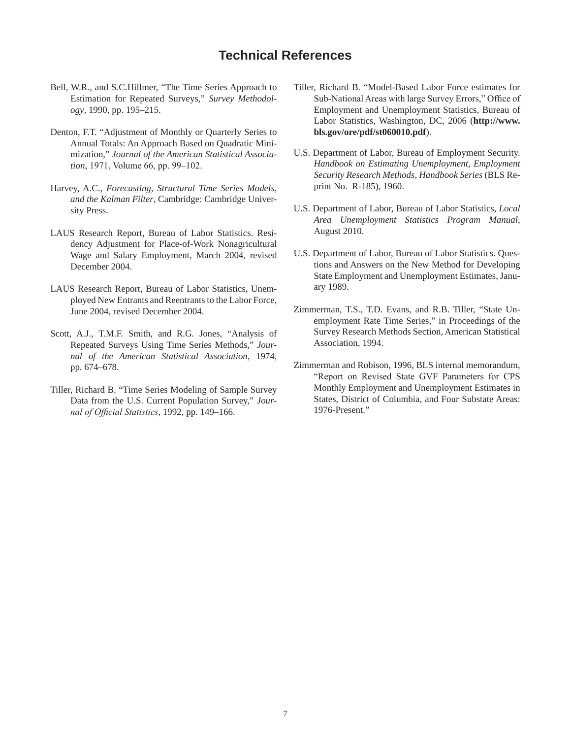# Technical References

Bell, W.R., and S.C.Hillmer, "The Time Series Approach to Estimation for Repeated Surveys," *Survey Methodology*, 1990, pp. 195–215.

Denton, F.T. "Adjustment of Monthly or Quarterly Series to Annual Totals: An Approach Based on Quadratic Minimization," *Journal of the American Statistical Association*, 1971, Volume 66, pp. 99–102.

Harvey, A.C., *Forecasting, Structural Time Series Models, and the Kalman Filter*, Cambridge: Cambridge University Press.

LAUS Research Report, Bureau of Labor Statistics. Residency Adjustment for Place-of-Work Nonagricultural Wage and Salary Employment, March 2004, revised December 2004.

LAUS Research Report, Bureau of Labor Statistics, Unemployed New Entrants and Reentrants to the Labor Force, June 2004, revised December 2004.

Scott, A.J., T.M.F. Smith, and R.G. Jones, "Analysis of Repeated Surveys Using Time Series Methods," *Journal of the American Statistical Association*, 1974, pp. 674–678.

Tiller, Richard B. "Time Series Modeling of Sample Survey Data from the U.S. Current Population Survey," *Journal of Official Statistics*, 1992, pp. 149–166.

Tiller, Richard B. "Model-Based Labor Force estimates for Sub-National Areas with large Survey Errors," Office of Employment and Unemployment Statistics, Bureau of Labor Statistics, Washington, DC, 2006 (**http://www.bls.gov/ore/pdf/st060010.pdf**).

U.S. Department of Labor, Bureau of Employment Security. *Handbook on Estimating Unemployment, Employment Security Research Methods, Handbook Series* (BLS Reprint No. R-185), 1960.

U.S. Department of Labor, Bureau of Labor Statistics, *Local Area Unemployment Statistics Program Manual*, August 2010.

U.S. Department of Labor, Bureau of Labor Statistics. Questions and Answers on the New Method for Developing State Employment and Unemployment Estimates, January 1989.

Zimmerman, T.S., T.D. Evans, and R.B. Tiller, "State Unemployment Rate Time Series," in Proceedings of the Survey Research Methods Section, American Statistical Association, 1994.

Zimmerman and Robison, 1996, BLS internal memorandum, "Report on Revised State GVF Parameters for CPS Monthly Employment and Unemployment Estimates in States, District of Columbia, and Four Substate Areas: 1976-Present."